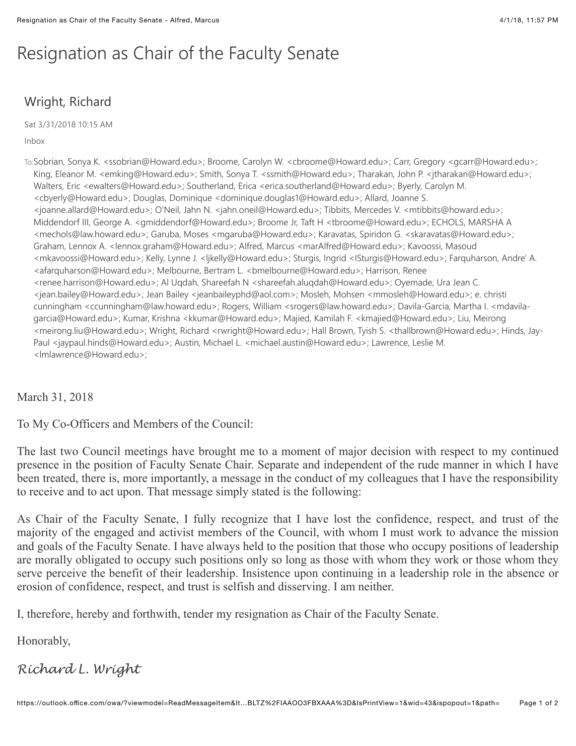# Resignation as Chair of the Faculty Senate

## Wright, Richard

Sat 3/31/2018 10:15 AM

Inbox

To: Sobrian, Sonya K. <ssobrian@Howard.edu>; Broome, Carolyn W. <cbroome@Howard.edu>; Carr, Gregory <gcarr@Howard.edu>; King, Eleanor M. <emking@Howard.edu>; Smith, Sonya T. <ssmith@Howard.edu>; Tharakan, John P. <jtharakan@Howard.edu>; Walters, Eric <ewalters@Howard.edu>; Southerland, Erica <erica.southerland@Howard.edu>; Byerly, Carolyn M. <cbyerly@Howard.edu>; Douglas, Dominique <dominique.douglas1@Howard.edu>; Allard, Joanne S. <joanne.allard@Howard.edu>; O'Neil, Jahn N. <jahn.oneil@Howard.edu>; Tibbits, Mercedes V. <mtibbits@howard.edu>; Middendorf III, George A. <gmiddendorf@Howard.edu>; Broome Jr, Taft H <tbroome@Howard.edu>; ECHOLS, MARSHA A <mechols@law.howard.edu>; Garuba, Moses <mgaruba@Howard.edu>; Karavatas, Spiridon G. <skaravatas@Howard.edu>; Graham, Lennox A. <lennox.graham@Howard.edu>; Alfred, Marcus <marAlfred@Howard.edu>; Kavoossi, Masoud <mkavoossi@Howard.edu>; Kelly, Lynne J. <ljkelly@Howard.edu>; Sturgis, Ingrid <ISturgis@Howard.edu>; Farquharson, Andre' A. <afarquharson@Howard.edu>; Melbourne, Bertram L. <bmelbourne@Howard.edu>; Harrison, Renee <renee.harrison@Howard.edu>; Al Uqdah, Shareefah N <shareefah.aluqdah@Howard.edu>; Oyemade, Ura Jean C. <jean.bailey@Howard.edu>; Jean Bailey <jeanbaileyphd@aol.com>; Mosleh, Mohsen <mmosleh@Howard.edu>; e. christi cunningham <ccunningham@law.howard.edu>; Rogers, William <srogers@law.howard.edu>; Davila-Garcia, Martha I. <mdavila-garcia@Howard.edu>; Kumar, Krishna <kkumar@Howard.edu>; Majied, Kamilah F. <kmajied@Howard.edu>; Liu, Meirong <meirong.liu@Howard.edu>; Wright, Richard <rwright@Howard.edu>; Hall Brown, Tyish S. <thallbrown@Howard.edu>; Hinds, Jay-Paul <jaypaul.hinds@Howard.edu>; Austin, Michael L. <michael.austin@Howard.edu>; Lawrence, Leslie M. <lmlawrence@Howard.edu>;

March 31, 2018

To My Co-Officers and Members of the Council:

The last two Council meetings have brought me to a moment of major decision with respect to my continued presence in the position of Faculty Senate Chair. Separate and independent of the rude manner in which I have been treated, there is, more importantly, a message in the conduct of my colleagues that I have the responsibility to receive and to act upon. That message simply stated is the following:

As Chair of the Faculty Senate, I fully recognize that I have lost the confidence, respect, and trust of the majority of the engaged and activist members of the Council, with whom I must work to advance the mission and goals of the Faculty Senate. I have always held to the position that those who occupy positions of leadership are morally obligated to occupy such positions only so long as those with whom they work or those whom they serve perceive the benefit of their leadership. Insistence upon continuing in a leadership role in the absence or erosion of confidence, respect, and trust is selfish and disserving. I am neither.

I, therefore, hereby and forthwith, tender my resignation as Chair of the Faculty Senate.

Honorably,

*Richard L. Wright*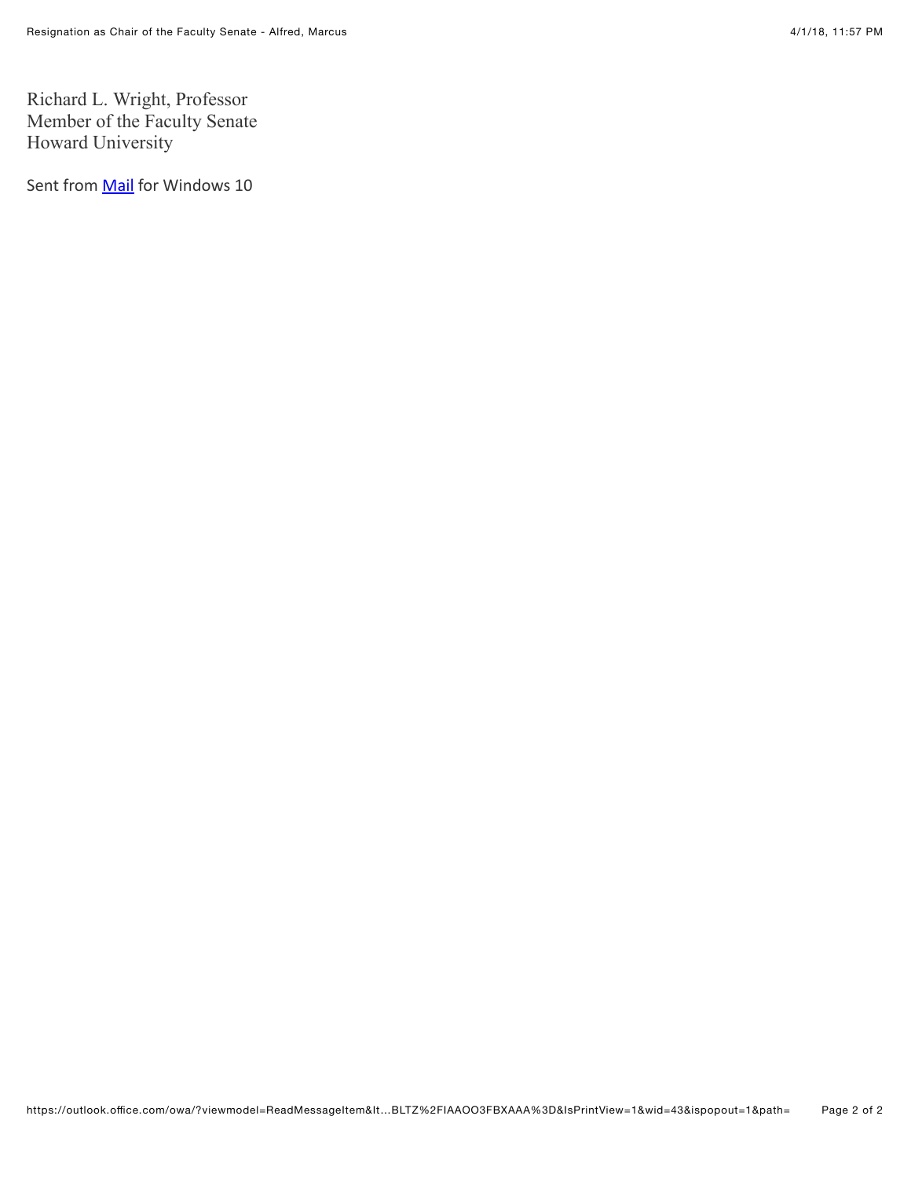Richard L. Wright, Professor
Member of the Faculty Senate
Howard University

Sent from Mail for Windows 10